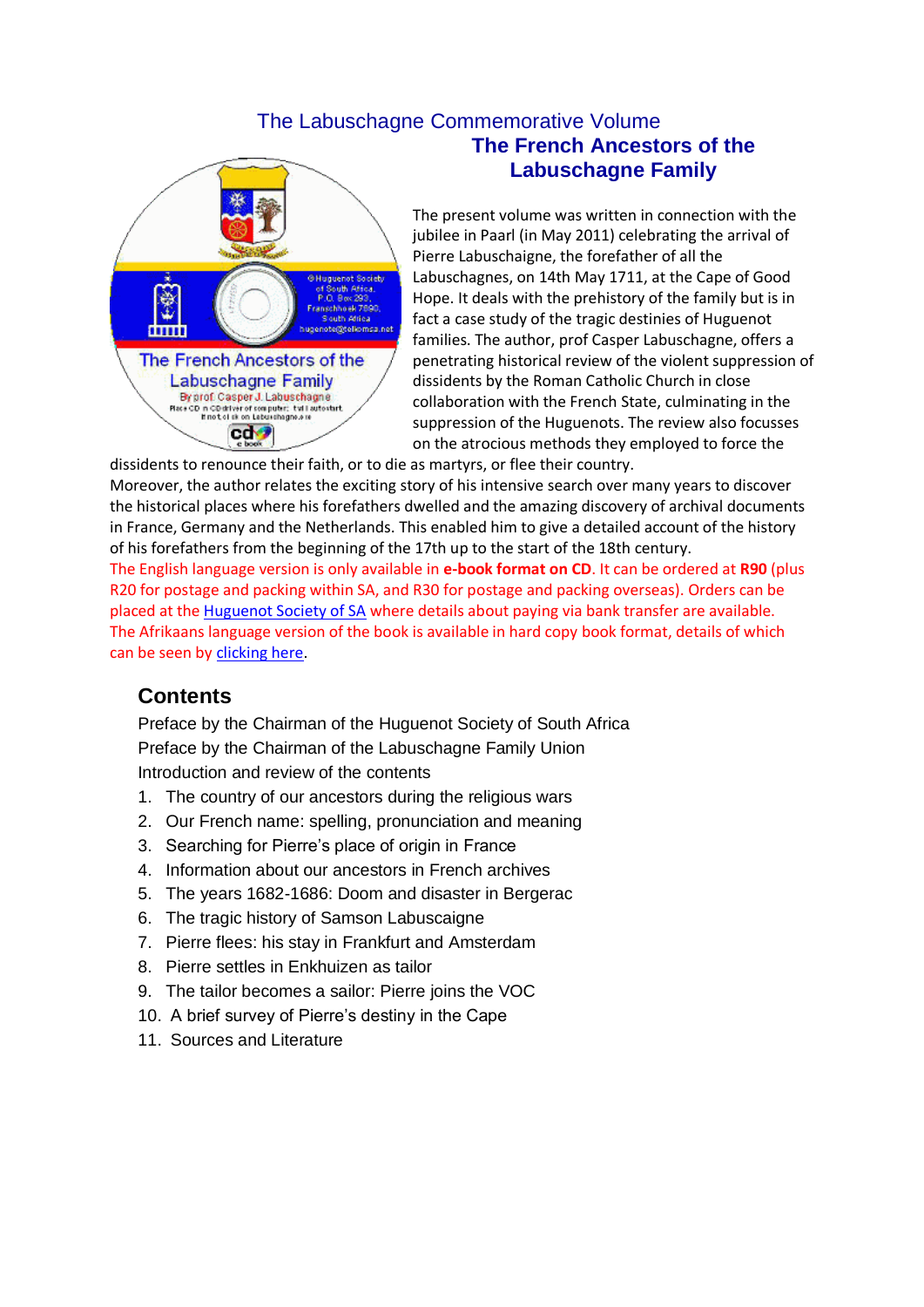The Labuschagne Commemorative Volume

# The French Ancestors of the Labuschagne Family

The present volume was written in connection with the jubilee in Paarl (in May 2011) celebrating the arrival of Pierre Labuschaigne, the forefather of all the Labuschagnes, on 14th May 1711, at the Cape of Good Hope. It deals with the prehistory of the family but is in fact a case study of the tragic destinies of Huguenot families. The author, prof Casper Labuschagne, offers a penetrating historical review of the violent suppression of dissidents by the Roman Catholic Church in close collaboration with the French State, culminating in the suppression of the Huguenots. The review also focusses on the atrocious methods they employed to force the dissidents to renounce their faith, or to die as martyrs, or flee their country.

Moreover, the author relates the exciting story of his intensive search over many years to discover the historical places where his forefathers dwelled and the amazing discovery of archival documents in France, Germany and the Netherlands. This enabled him to give a detailed account of the history of his forefathers from the beginning of the 17th up to the start of the 18th century.

The English language version is only available in **e-book format on CD**. It can be ordered at **R90** (plus R20 for postage and packing within SA, and R30 for postage and packing overseas). Orders can be placed at the Huguenot Society of SA where details about paying via bank transfer are available. The Afrikaans language version of the book is available in hard copy book format, details of which can be seen by clicking here.

## Contents

Preface by the Chairman of the Huguenot Society of South Africa

Preface by the Chairman of the Labuschagne Family Union

Introduction and review of the contents

1. The country of our ancestors during the religious wars
2. Our French name: spelling, pronunciation and meaning
3. Searching for Pierre's place of origin in France
4. Information about our ancestors in French archives
5. The years 1682-1686: Doom and disaster in Bergerac
6. The tragic history of Samson Labuscaigne
7. Pierre flees: his stay in Frankfurt and Amsterdam
8. Pierre settles in Enkhuizen as tailor
9. The tailor becomes a sailor: Pierre joins the VOC
10. A brief survey of Pierre's destiny in the Cape
11. Sources and Literature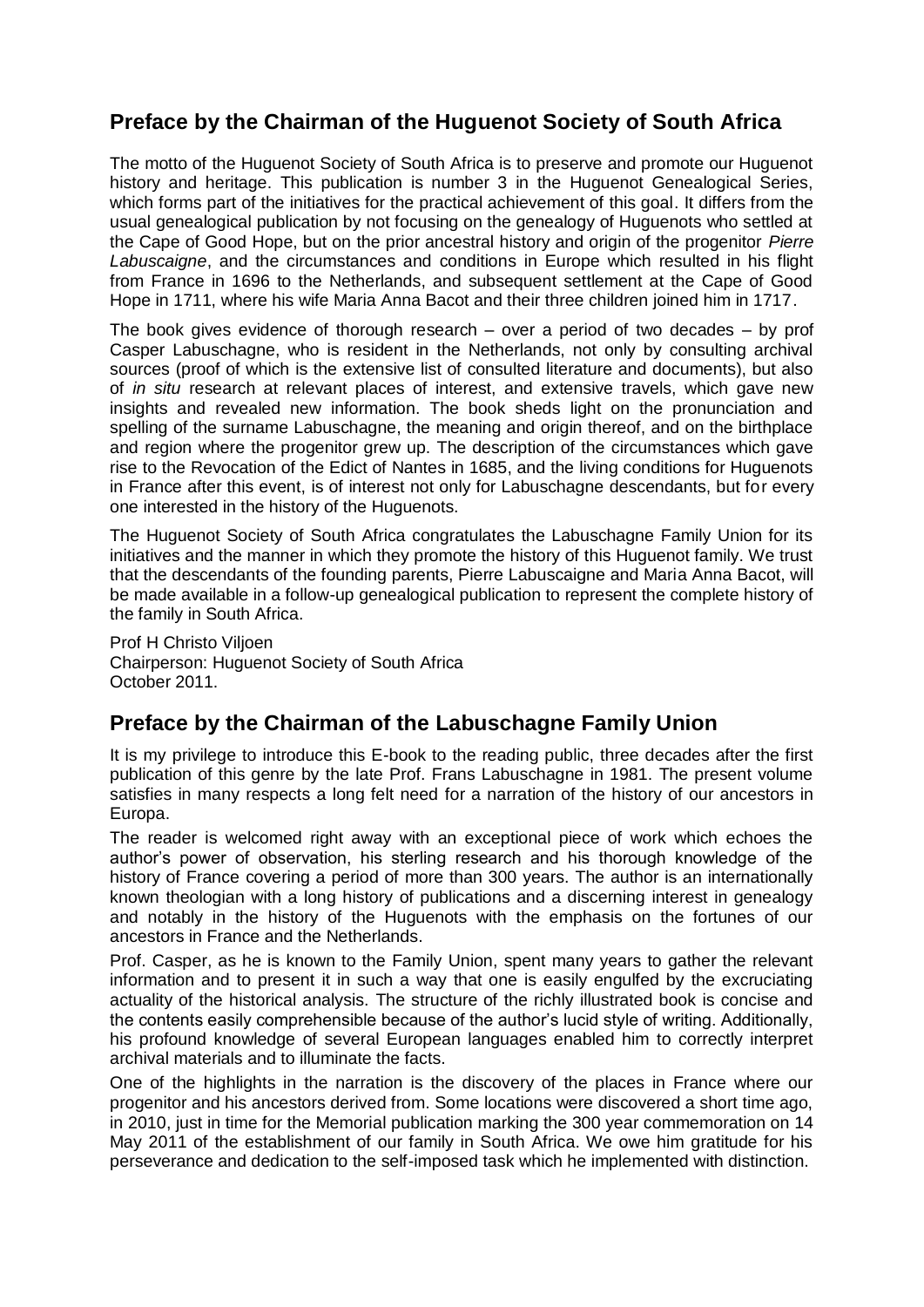## Preface by the Chairman of the Huguenot Society of South Africa

The motto of the Huguenot Society of South Africa is to preserve and promote our Huguenot history and heritage. This publication is number 3 in the Huguenot Genealogical Series, which forms part of the initiatives for the practical achievement of this goal. It differs from the usual genealogical publication by not focusing on the genealogy of Huguenots who settled at the Cape of Good Hope, but on the prior ancestral history and origin of the progenitor *Pierre Labuscaigne*, and the circumstances and conditions in Europe which resulted in his flight from France in 1696 to the Netherlands, and subsequent settlement at the Cape of Good Hope in 1711, where his wife Maria Anna Bacot and their three children joined him in 1717.

The book gives evidence of thorough research – over a period of two decades – by prof Casper Labuschagne, who is resident in the Netherlands, not only by consulting archival sources (proof of which is the extensive list of consulted literature and documents), but also of *in situ* research at relevant places of interest, and extensive travels, which gave new insights and revealed new information. The book sheds light on the pronunciation and spelling of the surname Labuschagne, the meaning and origin thereof, and on the birthplace and region where the progenitor grew up. The description of the circumstances which gave rise to the Revocation of the Edict of Nantes in 1685, and the living conditions for Huguenots in France after this event, is of interest not only for Labuschagne descendants, but for every one interested in the history of the Huguenots.

The Huguenot Society of South Africa congratulates the Labuschagne Family Union for its initiatives and the manner in which they promote the history of this Huguenot family. We trust that the descendants of the founding parents, Pierre Labuscaigne and Maria Anna Bacot, will be made available in a follow-up genealogical publication to represent the complete history of the family in South Africa.

Prof H Christo Viljoen
Chairperson: Huguenot Society of South Africa
October 2011.

## Preface by the Chairman of the Labuschagne Family Union

It is my privilege to introduce this E-book to the reading public, three decades after the first publication of this genre by the late Prof. Frans Labuschagne in 1981. The present volume satisfies in many respects a long felt need for a narration of the history of our ancestors in Europa.

The reader is welcomed right away with an exceptional piece of work which echoes the author's power of observation, his sterling research and his thorough knowledge of the history of France covering a period of more than 300 years. The author is an internationally known theologian with a long history of publications and a discerning interest in genealogy and notably in the history of the Huguenots with the emphasis on the fortunes of our ancestors in France and the Netherlands.

Prof. Casper, as he is known to the Family Union, spent many years to gather the relevant information and to present it in such a way that one is easily engulfed by the excruciating actuality of the historical analysis. The structure of the richly illustrated book is concise and the contents easily comprehensible because of the author's lucid style of writing. Additionally, his profound knowledge of several European languages enabled him to correctly interpret archival materials and to illuminate the facts.

One of the highlights in the narration is the discovery of the places in France where our progenitor and his ancestors derived from. Some locations were discovered a short time ago, in 2010, just in time for the Memorial publication marking the 300 year commemoration on 14 May 2011 of the establishment of our family in South Africa. We owe him gratitude for his perseverance and dedication to the self-imposed task which he implemented with distinction.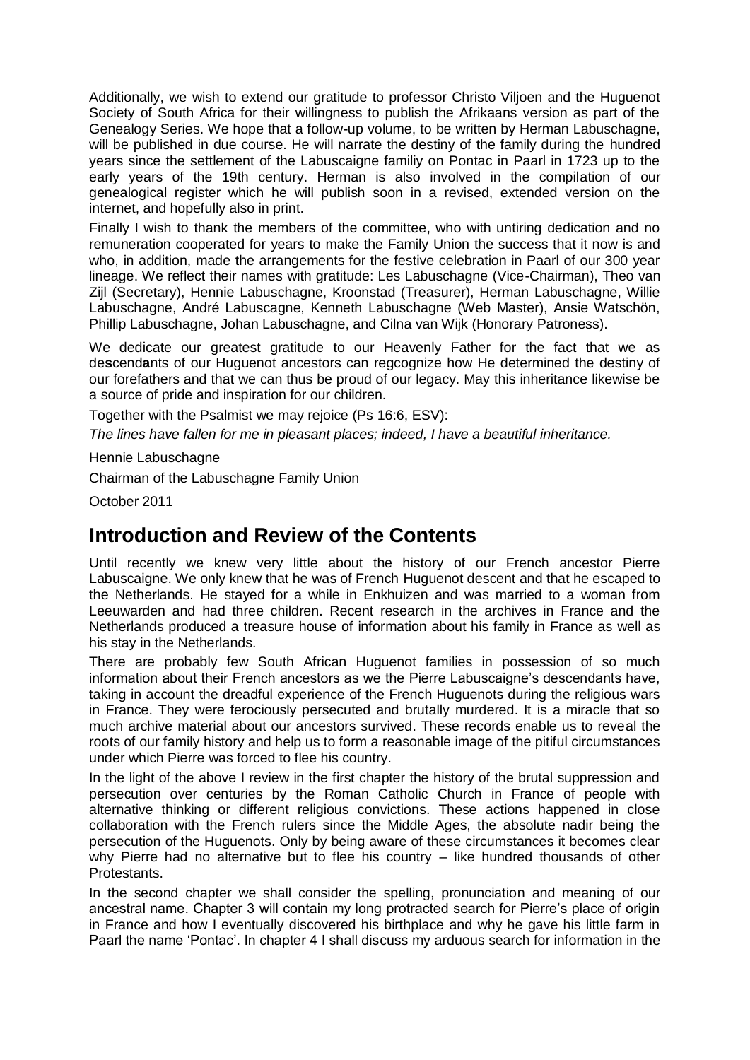Additionally, we wish to extend our gratitude to professor Christo Viljoen and the Huguenot Society of South Africa for their willingness to publish the Afrikaans version as part of the Genealogy Series. We hope that a follow-up volume, to be written by Herman Labuschagne, will be published in due course. He will narrate the destiny of the family during the hundred years since the settlement of the Labuscaigne familiy on Pontac in Paarl in 1723 up to the early years of the 19th century. Herman is also involved in the compilation of our genealogical register which he will publish soon in a revised, extended version on the internet, and hopefully also in print.

Finally I wish to thank the members of the committee, who with untiring dedication and no remuneration cooperated for years to make the Family Union the success that it now is and who, in addition, made the arrangements for the festive celebration in Paarl of our 300 year lineage. We reflect their names with gratitude: Les Labuschagne (Vice-Chairman), Theo van Zijl (Secretary), Hennie Labuschagne, Kroonstad (Treasurer), Herman Labuschagne, Willie Labuschagne, André Labuscagne, Kenneth Labuschagne (Web Master), Ansie Watschön, Phillip Labuschagne, Johan Labuschagne, and Cilna van Wijk (Honorary Patroness).

We dedicate our greatest gratitude to our Heavenly Father for the fact that we as de**s**cend**a**nts of our Huguenot ancestors can regcognize how He determined the destiny of our forefathers and that we can thus be proud of our legacy. May this inheritance likewise be a source of pride and inspiration for our children.

Together with the Psalmist we may rejoice (Ps 16:6, ESV):

*The lines have fallen for me in pleasant places; indeed, I have a beautiful inheritance.*

Hennie Labuschagne

Chairman of the Labuschagne Family Union

October 2011

## Introduction and Review of the Contents

Until recently we knew very little about the history of our French ancestor Pierre Labuscaigne. We only knew that he was of French Huguenot descent and that he escaped to the Netherlands. He stayed for a while in Enkhuizen and was married to a woman from Leeuwarden and had three children. Recent research in the archives in France and the Netherlands produced a treasure house of information about his family in France as well as his stay in the Netherlands.

There are probably few South African Huguenot families in possession of so much information about their French ancestors as we the Pierre Labuscaigne's descendants have, taking in account the dreadful experience of the French Huguenots during the religious wars in France. They were ferociously persecuted and brutally murdered. It is a miracle that so much archive material about our ancestors survived. These records enable us to reveal the roots of our family history and help us to form a reasonable image of the pitiful circumstances under which Pierre was forced to flee his country.

In the light of the above I review in the first chapter the history of the brutal suppression and persecution over centuries by the Roman Catholic Church in France of people with alternative thinking or different religious convictions. These actions happened in close collaboration with the French rulers since the Middle Ages, the absolute nadir being the persecution of the Huguenots. Only by being aware of these circumstances it becomes clear why Pierre had no alternative but to flee his country – like hundred thousands of other Protestants.

In the second chapter we shall consider the spelling, pronunciation and meaning of our ancestral name. Chapter 3 will contain my long protracted search for Pierre's place of origin in France and how I eventually discovered his birthplace and why he gave his little farm in Paarl the name 'Pontac'. In chapter 4 I shall discuss my arduous search for information in the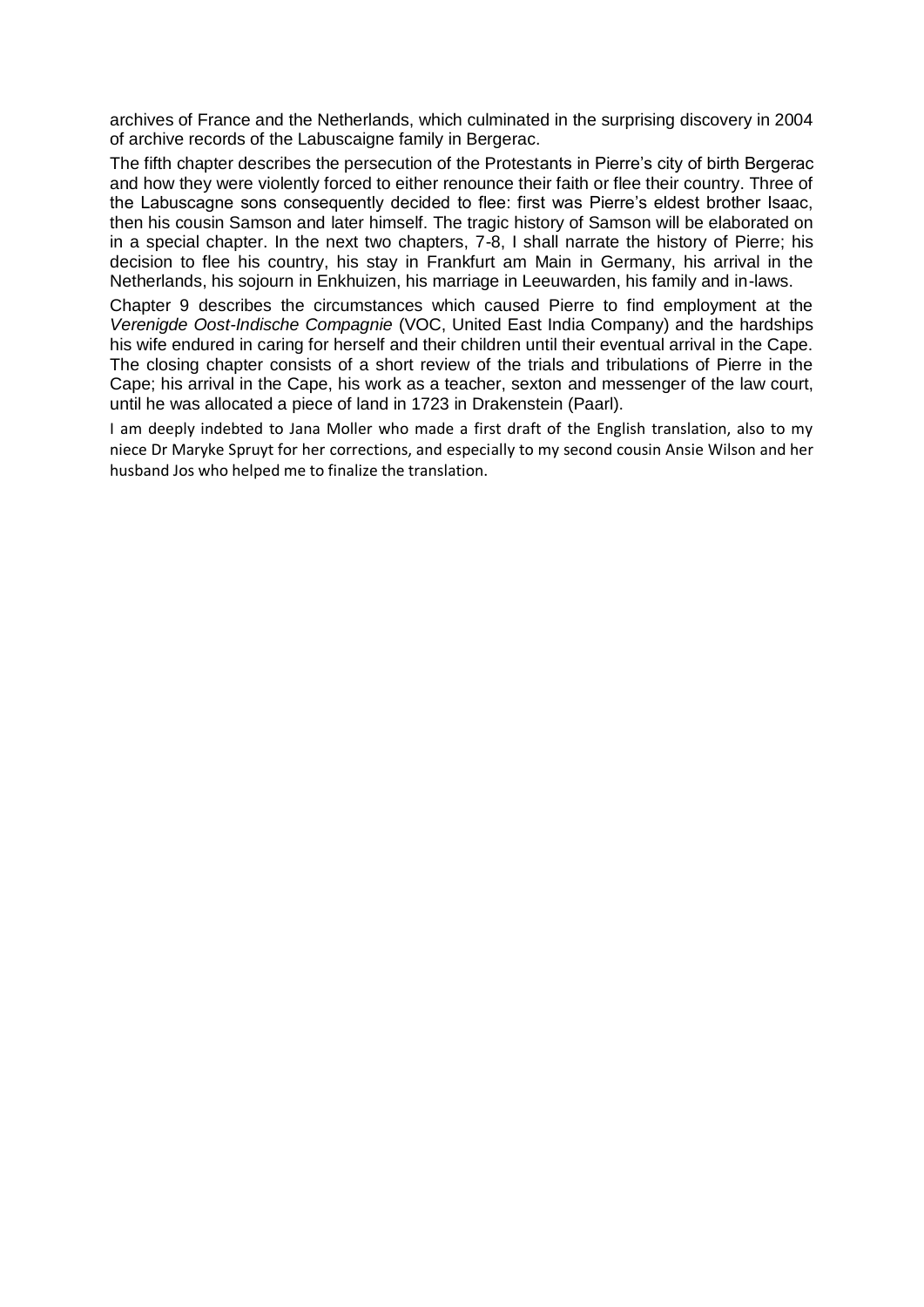archives of France and the Netherlands, which culminated in the surprising discovery in 2004 of archive records of the Labuscaigne family in Bergerac.

The fifth chapter describes the persecution of the Protestants in Pierre's city of birth Bergerac and how they were violently forced to either renounce their faith or flee their country. Three of the Labuscagne sons consequently decided to flee: first was Pierre's eldest brother Isaac, then his cousin Samson and later himself. The tragic history of Samson will be elaborated on in a special chapter. In the next two chapters, 7-8, I shall narrate the history of Pierre; his decision to flee his country, his stay in Frankfurt am Main in Germany, his arrival in the Netherlands, his sojourn in Enkhuizen, his marriage in Leeuwarden, his family and in-laws.

Chapter 9 describes the circumstances which caused Pierre to find employment at the *Verenigde Oost-Indische Compagnie* (VOC, United East India Company) and the hardships his wife endured in caring for herself and their children until their eventual arrival in the Cape. The closing chapter consists of a short review of the trials and tribulations of Pierre in the Cape; his arrival in the Cape, his work as a teacher, sexton and messenger of the law court, until he was allocated a piece of land in 1723 in Drakenstein (Paarl).

I am deeply indebted to Jana Moller who made a first draft of the English translation, also to my niece Dr Maryke Spruyt for her corrections, and especially to my second cousin Ansie Wilson and her husband Jos who helped me to finalize the translation.